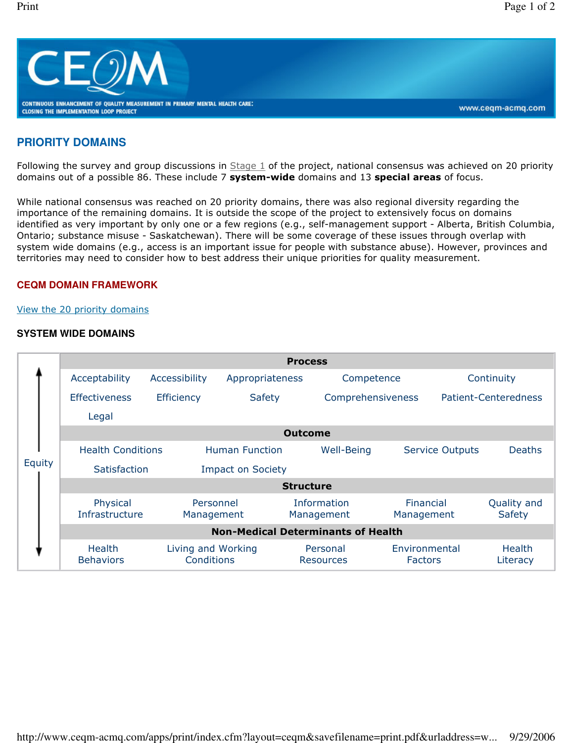## PRIORITY DOMAINS

Following the survey and group discussions in Stage 1 of the project, national consensus was achieved on 20 priority domains out of a possible 86. These include 7 **system-wide** domains and 13 **special areas** of focus.

While national consensus was reached on 20 priority domains, there was also regional diversity regarding the importance of the remaining domains. It is outside the scope of the project to extensively focus on domains identified as very important by only one or a few regions (e.g., self-management support - Alberta, British Columbia, Ontario; substance misuse - Saskatchewan). There will be some coverage of these issues through overlap with system wide domains (e.g., access is an important issue for people with substance abuse). However, provinces and territories may need to consider how to best address their unique priorities for quality measurement.

### CEQM DOMAIN FRAMEWORK

View the 20 priority domains

#### SYSTEM WIDE DOMAINS

| Equity | | | | | |
|---|---|---|---|---|---|
| | **Process** | | | | |
| | Acceptability | Accessibility | Appropriateness | Competence | Continuity |
| | Effectiveness | Efficiency | Safety | Comprehensiveness | Patient-Centeredness |
| | Legal | | | | |
| | **Outcome** | | | | |
| | Health Conditions | Human Function | Well-Being | Service Outputs | Deaths |
| | Satisfaction | Impact on Society | | | |
| | **Structure** | | | | |
| | Physical Infrastructure | Personnel Management | Information Management | Financial Management | Quality and Safety |
| | **Non-Medical Determinants of Health** | | | | |
| | Health Behaviors | Living and Working Conditions | Personal Resources | Environmental Factors | Health Literacy |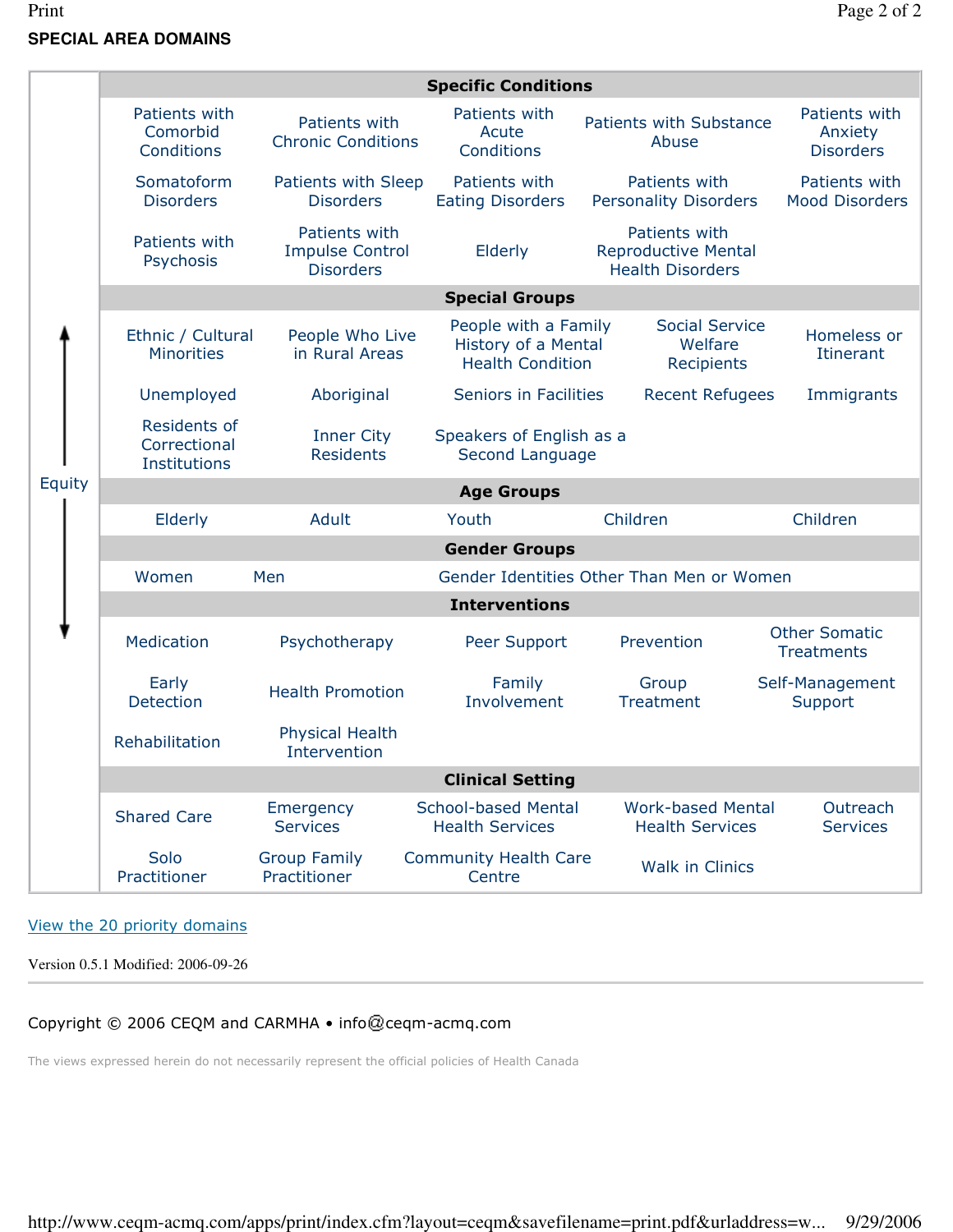**SPECIAL AREA DOMAINS**

| | | | | | |
|---|---|---|---|---|---|
| Equity | **Specific Conditions** | | | | |
| | Patients with Comorbid Conditions | Patients with Chronic Conditions | Patients with Acute Conditions | Patients with Substance Abuse | Patients with Anxiety Disorders |
| | Somatoform Disorders | Patients with Sleep Disorders | Patients with Eating Disorders | Patients with Personality Disorders | Patients with Mood Disorders |
| | Patients with Psychosis | Patients with Impulse Control Disorders | Elderly | Patients with Reproductive Mental Health Disorders | |
| | **Special Groups** | | | | |
| | Ethnic / Cultural Minorities | People Who Live in Rural Areas | People with a Family History of a Mental Health Condition | Social Service Welfare Recipients | Homeless or Itinerant |
| | Unemployed | Aboriginal | Seniors in Facilities | Recent Refugees | Immigrants |
| | Residents of Correctional Institutions | Inner City Residents | Speakers of English as a Second Language | | |
| | **Age Groups** | | | | |
| | Elderly | Adult | Youth | Children | Children |
| | **Gender Groups** | | | | |
| | Women | Men | Gender Identities Other Than Men or Women | | |
| | **Interventions** | | | | |
| | Medication | Psychotherapy | Peer Support | Prevention | Other Somatic Treatments |
| | Early Detection | Health Promotion | Family Involvement | Group Treatment | Self-Management Support |
| | Rehabilitation | Physical Health Intervention | | | |
| | **Clinical Setting** | | | | |
| | Shared Care | Emergency Services | School-based Mental Health Services | Work-based Mental Health Services | Outreach Services |
| | Solo Practitioner | Group Family Practitioner | Community Health Care Centre | Walk in Clinics | |

View the 20 priority domains

Version 0.5.1 Modified: 2006-09-26

Copyright © 2006 CEQM and CARMHA • info@ceqm-acmq.com

The views expressed herein do not necessarily represent the official policies of Health Canada